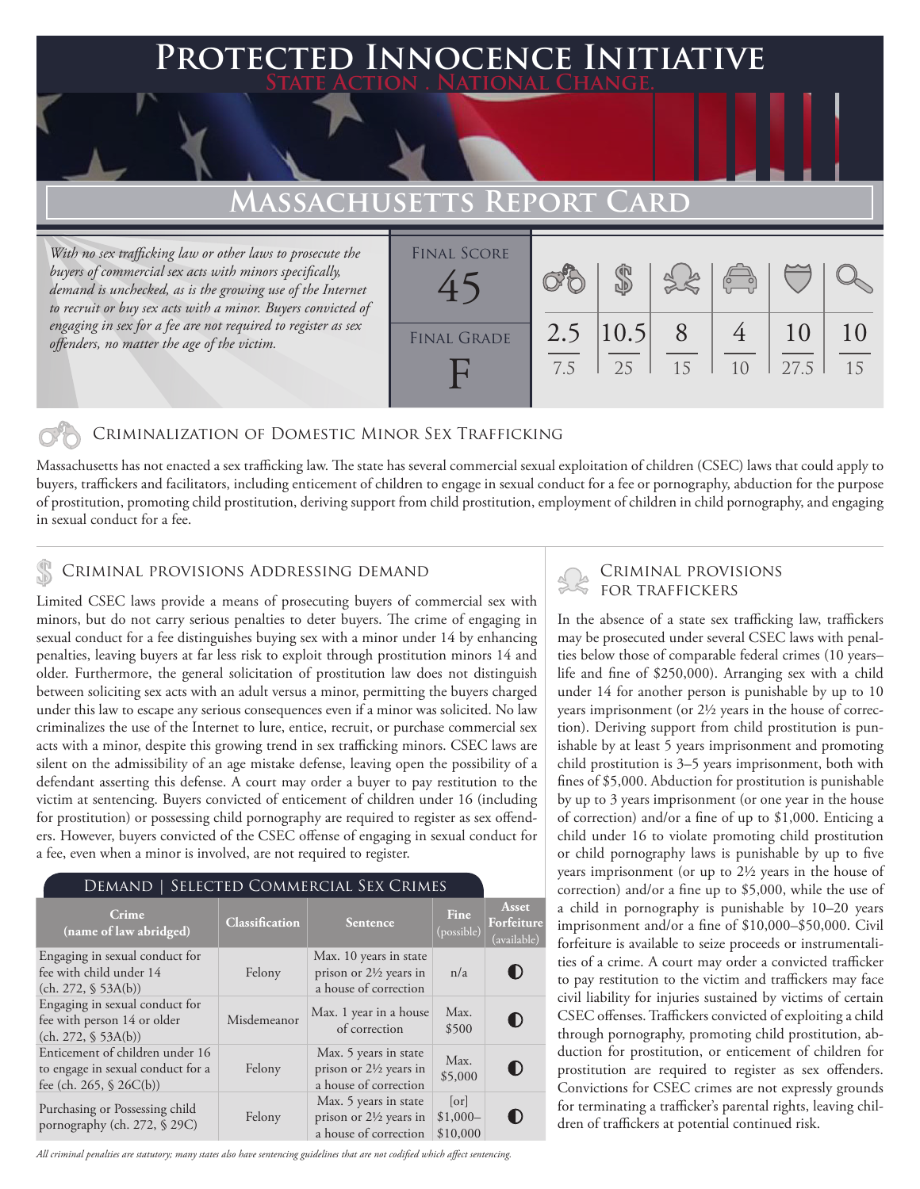# Protected Innocence Initiative

State Action . National Change.

## Massachusetts Report Card

*With no sex trafficking law or other laws to prosecute the buyers of commercial sex acts with minors specifically, demand is unchecked, as is the growing use of the Internet to recruit or buy sex acts with a minor. Buyers convicted of engaging in sex for a fee are not required to register as sex offenders, no matter the age of the victim.*

| Final Score | Criminalization of Domestic Minor Sex Trafficking | Criminal Provisions Addressing Demand | Criminal Provisions for Traffickers | Criminal Provisions for Facilitators | Protective Provisions for the Child Victims | Criminal Justice Tools for Investigation and Prosecution |
|---|---|---|---|---|---|---|
| 45 | 2.5 / 7.5 | 10.5 / 25 | 8 / 15 | 4 / 10 | 10 / 27.5 | 10 / 15 |

**Final Grade: F**

### Criminalization of Domestic Minor Sex Trafficking

Massachusetts has not enacted a sex trafficking law. The state has several commercial sexual exploitation of children (CSEC) laws that could apply to buyers, traffickers and facilitators, including enticement of children to engage in sexual conduct for a fee or pornography, abduction for the purpose of prostitution, promoting child prostitution, deriving support from child prostitution, employment of children in child pornography, and engaging in sexual conduct for a fee.

### Criminal provisions Addressing demand

Limited CSEC laws provide a means of prosecuting buyers of commercial sex with minors, but do not carry serious penalties to deter buyers. The crime of engaging in sexual conduct for a fee distinguishes buying sex with a minor under 14 by enhancing penalties, leaving buyers at far less risk to exploit through prostitution minors 14 and older. Furthermore, the general solicitation of prostitution law does not distinguish between soliciting sex acts with an adult versus a minor, permitting the buyers charged under this law to escape any serious consequences even if a minor was solicited. No law criminalizes the use of the Internet to lure, entice, recruit, or purchase commercial sex acts with a minor, despite this growing trend in sex trafficking minors. CSEC laws are silent on the admissibility of an age mistake defense, leaving open the possibility of a defendant asserting this defense. A court may order a buyer to pay restitution to the victim at sentencing. Buyers convicted of enticement of children under 16 (including for prostitution) or possessing child pornography are required to register as sex offenders. However, buyers convicted of the CSEC offense of engaging in sexual conduct for a fee, even when a minor is involved, are not required to register.

#### Demand | Selected Commercial Sex Crimes

| Crime (name of law abridged) | Classification | Sentence | Fine (possible) | Asset Forfeiture (available) |
|---|---|---|---|---|
| Engaging in sexual conduct for fee with child under 14 (ch. 272, § 53A(b)) | Felony | Max. 10 years in state prison or 2½ years in a house of correction | n/a | ◐ |
| Engaging in sexual conduct for fee with person 14 or older (ch. 272, § 53A(b)) | Misdemeanor | Max. 1 year in a house of correction | Max. $500 | ◐ |
| Enticement of children under 16 to engage in sexual conduct for a fee (ch. 265, § 26C(b)) | Felony | Max. 5 years in state prison or 2½ years in a house of correction | Max. $5,000 | ◐ |
| Purchasing or Possessing child pornography (ch. 272, § 29C) | Felony | Max. 5 years in state prison or 2½ years in a house of correction | [or] $1,000–$10,000 | ◐ |

*All criminal penalties are statutory; many states also have sentencing guidelines that are not codified which affect sentencing.*

### Criminal provisions for traffickers

In the absence of a state sex trafficking law, traffickers may be prosecuted under several CSEC laws with penalties below those of comparable federal crimes (10 years–life and fine of $250,000). Arranging sex with a child under 14 for another person is punishable by up to 10 years imprisonment (or 2½ years in the house of correction). Deriving support from child prostitution is punishable by at least 5 years imprisonment and promoting child prostitution is 3–5 years imprisonment, both with fines of $5,000. Abduction for prostitution is punishable by up to 3 years imprisonment (or one year in the house of correction) and/or a fine of up to $1,000. Enticing a child under 16 to violate promoting child prostitution or child pornography laws is punishable by up to five years imprisonment (or up to 2½ years in the house of correction) and/or a fine up to $5,000, while the use of a child in pornography is punishable by 10–20 years imprisonment and/or a fine of $10,000–$50,000. Civil forfeiture is available to seize proceeds or instrumentalities of a crime. A court may order a convicted trafficker to pay restitution to the victim and traffickers may face civil liability for injuries sustained by victims of certain CSEC offenses. Traffickers convicted of exploiting a child through pornography, promoting child prostitution, abduction for prostitution, or enticement of children for prostitution are required to register as sex offenders. Convictions for CSEC crimes are not expressly grounds for terminating a trafficker's parental rights, leaving children of traffickers at potential continued risk.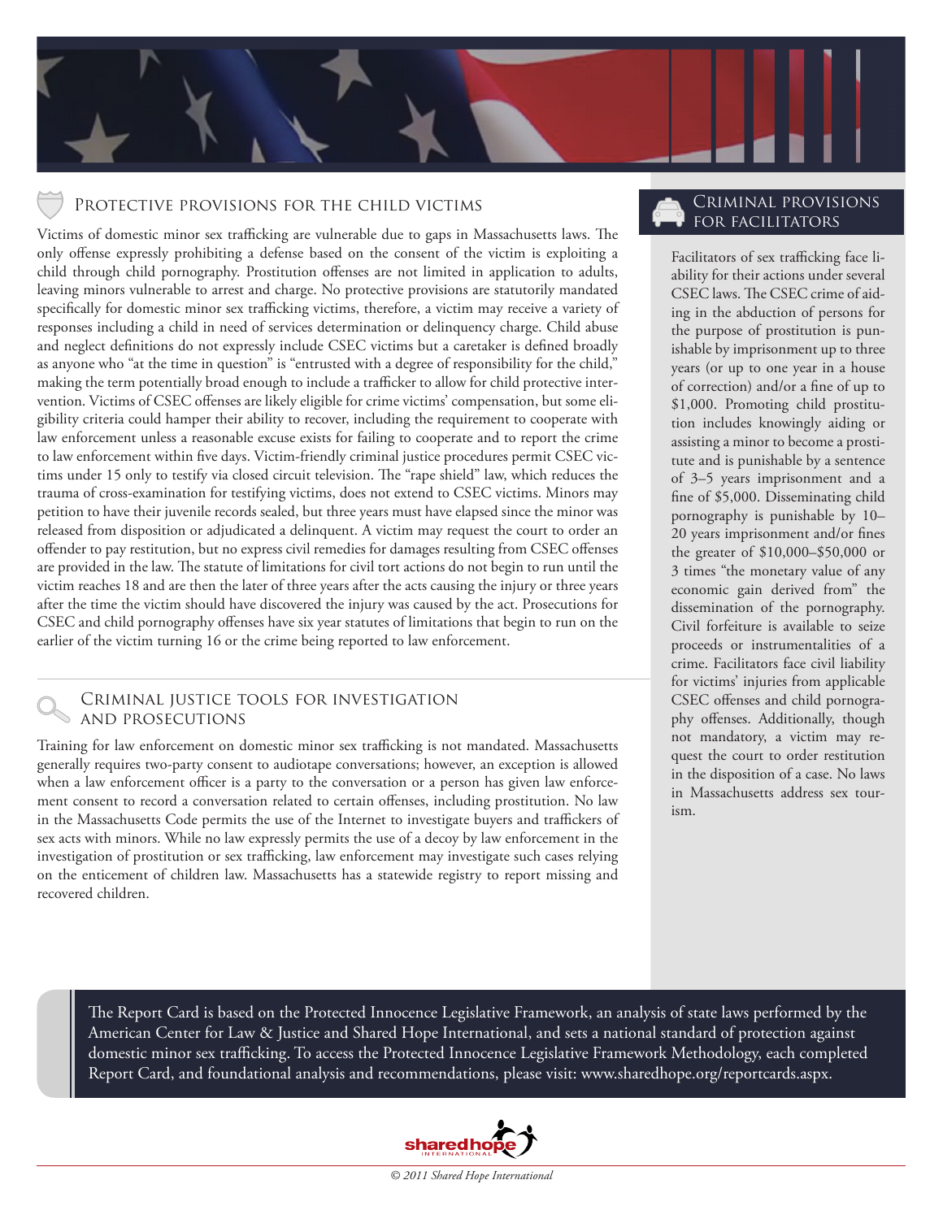## Protective provisions for the child victims

Victims of domestic minor sex trafficking are vulnerable due to gaps in Massachusetts laws. The only offense expressly prohibiting a defense based on the consent of the victim is exploiting a child through child pornography. Prostitution offenses are not limited in application to adults, leaving minors vulnerable to arrest and charge. No protective provisions are statutorily mandated specifically for domestic minor sex trafficking victims, therefore, a victim may receive a variety of responses including a child in need of services determination or delinquency charge. Child abuse and neglect definitions do not expressly include CSEC victims but a caretaker is defined broadly as anyone who "at the time in question" is "entrusted with a degree of responsibility for the child," making the term potentially broad enough to include a trafficker to allow for child protective intervention. Victims of CSEC offenses are likely eligible for crime victims' compensation, but some eligibility criteria could hamper their ability to recover, including the requirement to cooperate with law enforcement unless a reasonable excuse exists for failing to cooperate and to report the crime to law enforcement within five days. Victim-friendly criminal justice procedures permit CSEC victims under 15 only to testify via closed circuit television. The "rape shield" law, which reduces the trauma of cross-examination for testifying victims, does not extend to CSEC victims. Minors may petition to have their juvenile records sealed, but three years must have elapsed since the minor was released from disposition or adjudicated a delinquent. A victim may request the court to order an offender to pay restitution, but no express civil remedies for damages resulting from CSEC offenses are provided in the law. The statute of limitations for civil tort actions do not begin to run until the victim reaches 18 and are then the later of three years after the acts causing the injury or three years after the time the victim should have discovered the injury was caused by the act. Prosecutions for CSEC and child pornography offenses have six year statutes of limitations that begin to run on the earlier of the victim turning 16 or the crime being reported to law enforcement.

## Criminal justice tools for investigation and prosecutions

Training for law enforcement on domestic minor sex trafficking is not mandated. Massachusetts generally requires two-party consent to audiotape conversations; however, an exception is allowed when a law enforcement officer is a party to the conversation or a person has given law enforcement consent to record a conversation related to certain offenses, including prostitution. No law in the Massachusetts Code permits the use of the Internet to investigate buyers and traffickers of sex acts with minors. While no law expressly permits the use of a decoy by law enforcement in the investigation of prostitution or sex trafficking, law enforcement may investigate such cases relying on the enticement of children law. Massachusetts has a statewide registry to report missing and recovered children.

## Criminal provisions for facilitators

Facilitators of sex trafficking face liability for their actions under several CSEC laws. The CSEC crime of aiding in the abduction of persons for the purpose of prostitution is punishable by imprisonment up to three years (or up to one year in a house of correction) and/or a fine of up to $1,000. Promoting child prostitution includes knowingly aiding or assisting a minor to become a prostitute and is punishable by a sentence of 3–5 years imprisonment and a fine of $5,000. Disseminating child pornography is punishable by 10–20 years imprisonment and/or fines the greater of $10,000–$50,000 or 3 times "the monetary value of any economic gain derived from" the dissemination of the pornography. Civil forfeiture is available to seize proceeds or instrumentalities of a crime. Facilitators face civil liability for victims' injuries from applicable CSEC offenses and child pornography offenses. Additionally, though not mandatory, a victim may request the court to order restitution in the disposition of a case. No laws in Massachusetts address sex tourism.

The Report Card is based on the Protected Innocence Legislative Framework, an analysis of state laws performed by the American Center for Law & Justice and Shared Hope International, and sets a national standard of protection against domestic minor sex trafficking. To access the Protected Innocence Legislative Framework Methodology, each completed Report Card, and foundational analysis and recommendations, please visit: www.sharedhope.org/reportcards.aspx.

*© 2011 Shared Hope International*